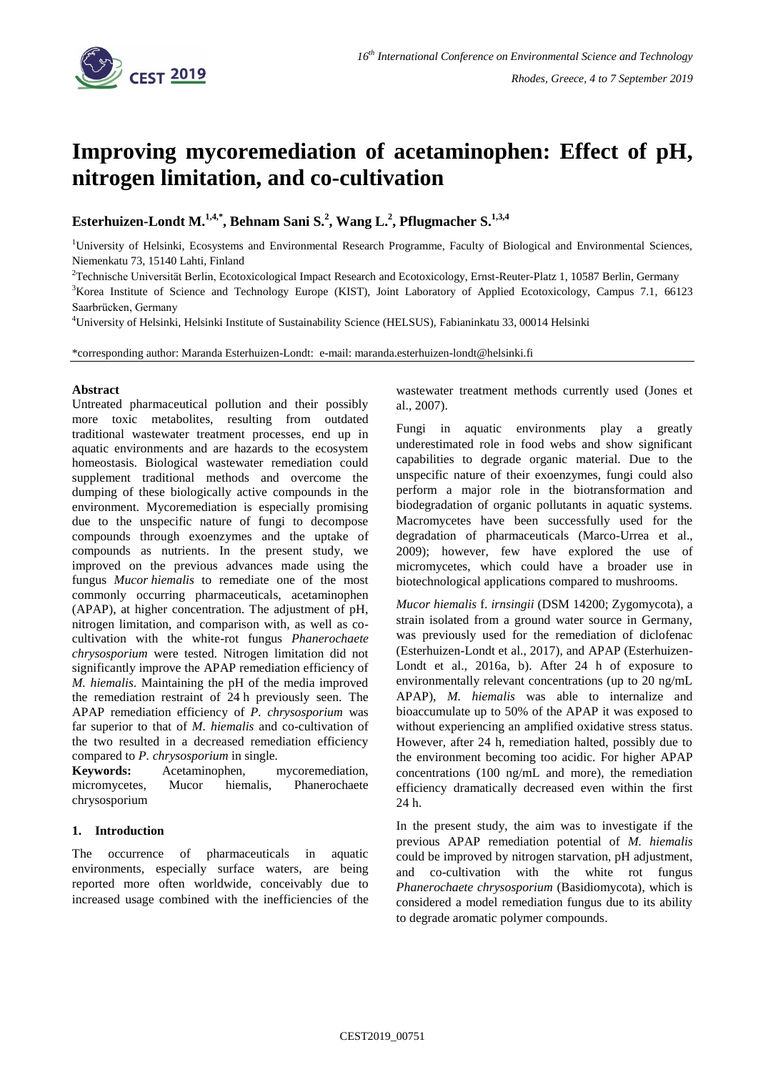# Improving mycoremediation of acetaminophen: Effect of pH, nitrogen limitation, and co-cultivation

**Esterhuizen-Londt M.[1,4,*], Behnam Sani S.[2], Wang L.[2], Pflugmacher S.[1,3,4]**

[1]University of Helsinki, Ecosystems and Environmental Research Programme, Faculty of Biological and Environmental Sciences, Niemenkatu 73, 15140 Lahti, Finland

[2]Technische Universität Berlin, Ecotoxicological Impact Research and Ecotoxicology, Ernst-Reuter-Platz 1, 10587 Berlin, Germany

[3]Korea Institute of Science and Technology Europe (KIST), Joint Laboratory of Applied Ecotoxicology, Campus 7.1, 66123 Saarbrücken, Germany

[4]University of Helsinki, Helsinki Institute of Sustainability Science (HELSUS), Fabianinkatu 33, 00014 Helsinki

*corresponding author: Maranda Esterhuizen-Londt: e-mail: maranda.esterhuizen-londt@helsinki.fi

**Abstract**

Untreated pharmaceutical pollution and their possibly more toxic metabolites, resulting from outdated traditional wastewater treatment processes, end up in aquatic environments and are hazards to the ecosystem homeostasis. Biological wastewater remediation could supplement traditional methods and overcome the dumping of these biologically active compounds in the environment. Mycoremediation is especially promising due to the unspecific nature of fungi to decompose compounds through exoenzymes and the uptake of compounds as nutrients. In the present study, we improved on the previous advances made using the fungus *Mucor hiemalis* to remediate one of the most commonly occurring pharmaceuticals, acetaminophen (APAP), at higher concentration. The adjustment of pH, nitrogen limitation, and comparison with, as well as co-cultivation with the white-rot fungus *Phanerochaete chrysosporium* were tested. Nitrogen limitation did not significantly improve the APAP remediation efficiency of *M. hiemalis*. Maintaining the pH of the media improved the remediation restraint of 24 h previously seen. The APAP remediation efficiency of *P. chrysosporium* was far superior to that of *M. hiemalis* and co-cultivation of the two resulted in a decreased remediation efficiency compared to *P. chrysosporium* in single.

**Keywords:** Acetaminophen, mycoremediation, micromycetes, Mucor hiemalis, Phanerochaete chrysosporium

## 1. Introduction

The occurrence of pharmaceuticals in aquatic environments, especially surface waters, are being reported more often worldwide, conceivably due to increased usage combined with the inefficiencies of the wastewater treatment methods currently used (Jones et al., 2007).

Fungi in aquatic environments play a greatly underestimated role in food webs and show significant capabilities to degrade organic material. Due to the unspecific nature of their exoenzymes, fungi could also perform a major role in the biotransformation and biodegradation of organic pollutants in aquatic systems. Macromycetes have been successfully used for the degradation of pharmaceuticals (Marco-Urrea et al., 2009); however, few have explored the use of micromycetes, which could have a broader use in biotechnological applications compared to mushrooms.

*Mucor hiemalis* f. *irnsingii* (DSM 14200; Zygomycota), a strain isolated from a ground water source in Germany, was previously used for the remediation of diclofenac (Esterhuizen-Londt et al., 2017), and APAP (Esterhuizen-Londt et al., 2016a, b). After 24 h of exposure to environmentally relevant concentrations (up to 20 ng/mL APAP), *M. hiemalis* was able to internalize and bioaccumulate up to 50% of the APAP it was exposed to without experiencing an amplified oxidative stress status. However, after 24 h, remediation halted, possibly due to the environment becoming too acidic. For higher APAP concentrations (100 ng/mL and more), the remediation efficiency dramatically decreased even within the first 24 h.

In the present study, the aim was to investigate if the previous APAP remediation potential of *M. hiemalis* could be improved by nitrogen starvation, pH adjustment, and co-cultivation with the white rot fungus *Phanerochaete chrysosporium* (Basidiomycota), which is considered a model remediation fungus due to its ability to degrade aromatic polymer compounds.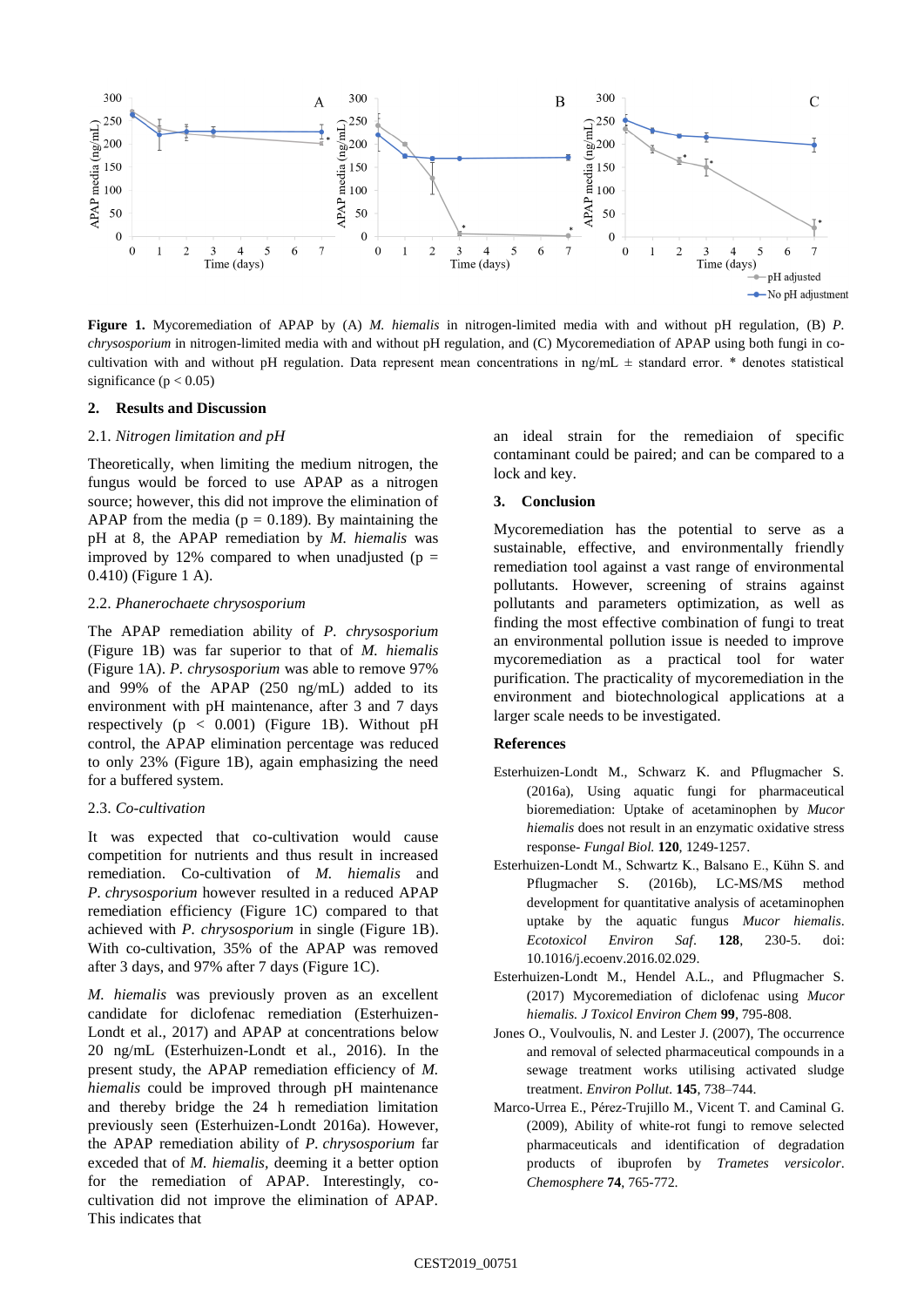A

B

C

300
250
200
150
100
50
0

APAP media (ng/mL)

Time (days)

0 1 2 3 4 5 6 7

pH adjusted

No pH adjustment

**Figure 1.** Mycoremediation of APAP by (A) *M. hiemalis* in nitrogen-limited media with and without pH regulation, (B) *P. chrysosporium* in nitrogen-limited media with and without pH regulation, and (C) Mycoremediation of APAP using both fungi in co-cultivation with and without pH regulation. Data represent mean concentrations in ng/mL ± standard error. * denotes statistical significance ($p < 0.05$)

## 2. Results and Discussion

### 2.1. *Nitrogen limitation and pH*

Theoretically, when limiting the medium nitrogen, the fungus would be forced to use APAP as a nitrogen source; however, this did not improve the elimination of APAP from the media ($p = 0.189$). By maintaining the pH at 8, the APAP remediation by *M. hiemalis* was improved by 12% compared to when unadjusted ($p = 0.410$) (Figure 1 A).

### 2.2. *Phanerochaete chrysosporium*

The APAP remediation ability of *P. chrysosporium* (Figure 1B) was far superior to that of *M. hiemalis* (Figure 1A). *P. chrysosporium* was able to remove 97% and 99% of the APAP (250 ng/mL) added to its environment with pH maintenance, after 3 and 7 days respectively ($p < 0.001$) (Figure 1B). Without pH control, the APAP elimination percentage was reduced to only 23% (Figure 1B), again emphasizing the need for a buffered system.

### 2.3. *Co-cultivation*

It was expected that co-cultivation would cause competition for nutrients and thus result in increased remediation. Co-cultivation of *M. hiemalis* and *P. chrysosporium* however resulted in a reduced APAP remediation efficiency (Figure 1C) compared to that achieved with *P. chrysosporium* in single (Figure 1B). With co-cultivation, 35% of the APAP was removed after 3 days, and 97% after 7 days (Figure 1C).

*M. hiemalis* was previously proven as an excellent candidate for diclofenac remediation (Esterhuizen-Londt et al., 2017) and APAP at concentrations below 20 ng/mL (Esterhuizen-Londt et al., 2016). In the present study, the APAP remediation efficiency of *M. hiemalis* could be improved through pH maintenance and thereby bridge the 24 h remediation limitation previously seen (Esterhuizen-Londt 2016a). However, the APAP remediation ability of *P. chrysosporium* far exceded that of *M. hiemalis*, deeming it a better option for the remediation of APAP. Interestingly, co-cultivation did not improve the elimination of APAP. This indicates that an ideal strain for the remediaion of specific contaminant could be paired; and can be compared to a lock and key.

## 3. Conclusion

Mycoremediation has the potential to serve as a sustainable, effective, and environmentally friendly remediation tool against a vast range of environmental pollutants. However, screening of strains against pollutants and parameters optimization, as well as finding the most effective combination of fungi to treat an environmental pollution issue is needed to improve mycoremediation as a practical tool for water purification. The practicality of mycoremediation in the environment and biotechnological applications at a larger scale needs to be investigated.

## References

Esterhuizen-Londt M., Schwarz K. and Pflugmacher S. (2016a), Using aquatic fungi for pharmaceutical bioremediation: Uptake of acetaminophen by *Mucor hiemalis* does not result in an enzymatic oxidative stress response- *Fungal Biol.* **120**, 1249-1257.

Esterhuizen-Londt M., Schwartz K., Balsano E., Kühn S. and Pflugmacher S. (2016b), LC-MS/MS method development for quantitative analysis of acetaminophen uptake by the aquatic fungus *Mucor hiemalis*. *Ecotoxicol Environ Saf.* **128**, 230-5. doi: 10.1016/j.ecoenv.2016.02.029.

Esterhuizen-Londt M., Hendel A.L., and Pflugmacher S. (2017) Mycoremediation of diclofenac using *Mucor hiemalis*. *J Toxicol Environ Chem* **99**, 795-808.

Jones O., Voulvoulis, N. and Lester J. (2007), The occurrence and removal of selected pharmaceutical compounds in a sewage treatment works utilising activated sludge treatment. *Environ Pollut.* **145**, 738–744.

Marco-Urrea E., Pérez-Trujillo M., Vicent T. and Caminal G. (2009), Ability of white-rot fungi to remove selected pharmaceuticals and identification of degradation products of ibuprofen by *Trametes versicolor*. *Chemosphere* **74**, 765-772.